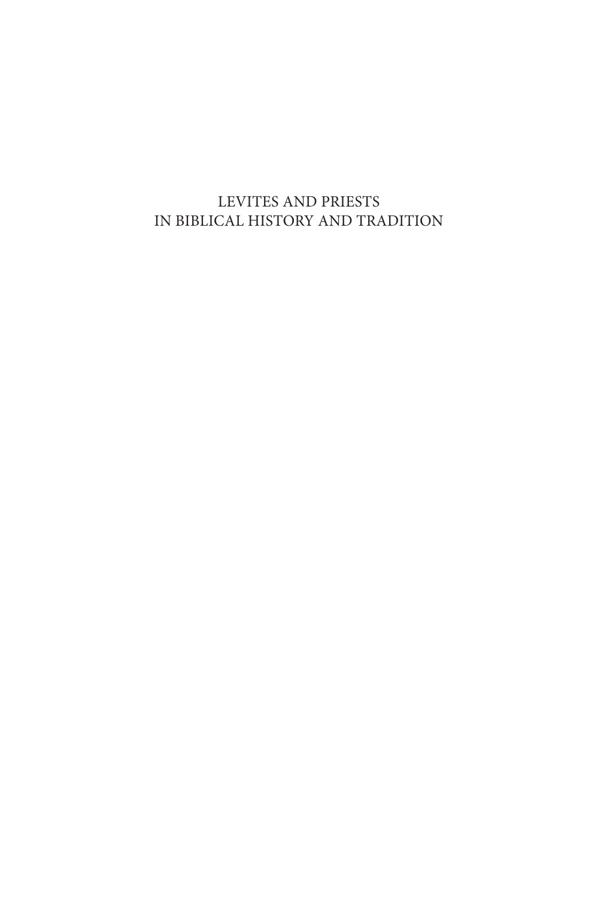# LEVITES AND PRIESTS IN BIBLICAL HISTORY AND TRADITION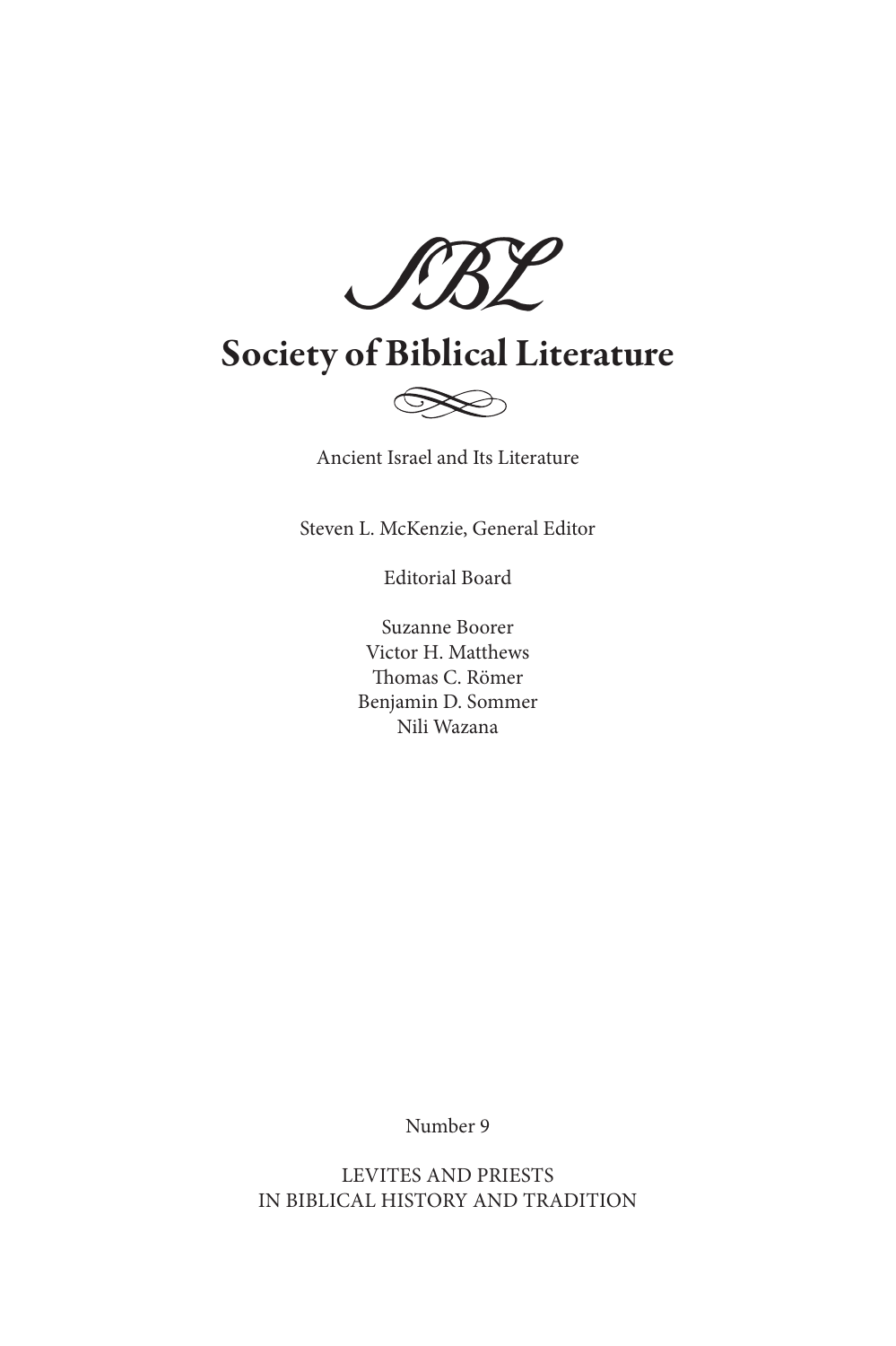SBL

# Society of Biblical Literature

Ancient Israel and Its Literature

Steven L. McKenzie, General Editor

Editorial Board

Suzanne Boorer  
Victor H. Matthews  
Thomas C. Römer  
Benjamin D. Sommer  
Nili Wazana

Number 9

LEVITES AND PRIESTS  
IN BIBLICAL HISTORY AND TRADITION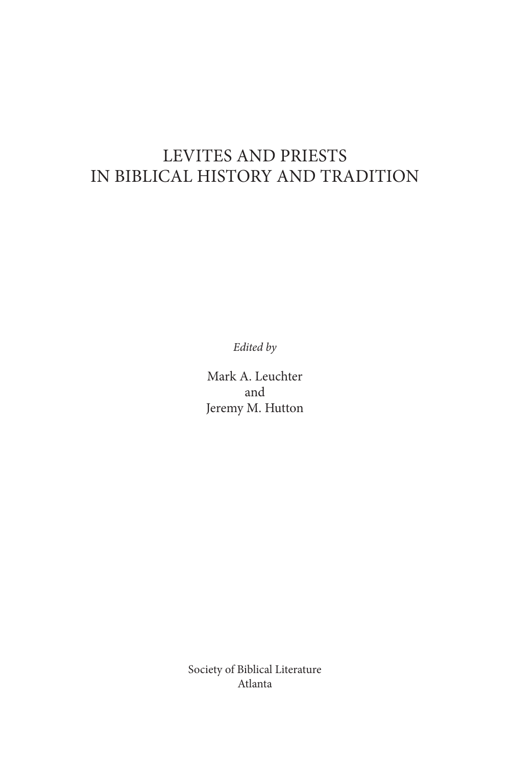# LEVITES AND PRIESTS IN BIBLICAL HISTORY AND TRADITION

*Edited by*

Mark A. Leuchter
and
Jeremy M. Hutton

Society of Biblical Literature
Atlanta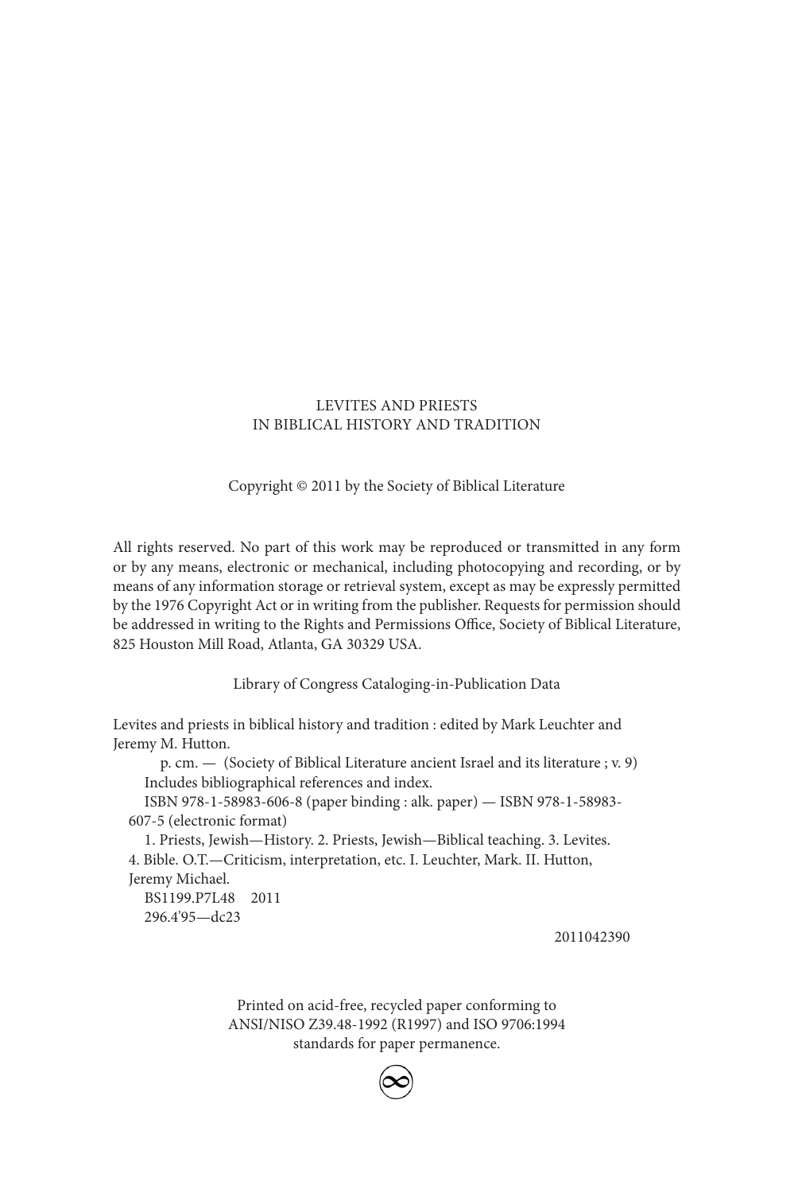LEVITES AND PRIESTS
IN BIBLICAL HISTORY AND TRADITION

Copyright © 2011 by the Society of Biblical Literature

All rights reserved. No part of this work may be reproduced or transmitted in any form or by any means, electronic or mechanical, including photocopying and recording, or by means of any information storage or retrieval system, except as may be expressly permitted by the 1976 Copyright Act or in writing from the publisher. Requests for permission should be addressed in writing to the Rights and Permissions Office, Society of Biblical Literature, 825 Houston Mill Road, Atlanta, GA 30329 USA.

Library of Congress Cataloging-in-Publication Data

Levites and priests in biblical history and tradition : edited by Mark Leuchter and Jeremy M. Hutton.

p. cm. — (Society of Biblical Literature ancient Israel and its literature ; v. 9)

Includes bibliographical references and index.

ISBN 978-1-58983-606-8 (paper binding : alk. paper) — ISBN 978-1-58983-607-5 (electronic format)

1. Priests, Jewish—History. 2. Priests, Jewish—Biblical teaching. 3. Levites. 4. Bible. O.T.—Criticism, interpretation, etc. I. Leuchter, Mark. II. Hutton, Jeremy Michael.

BS1199.P7L48 2011

296.4'95—dc23

2011042390

Printed on acid-free, recycled paper conforming to
ANSI/NISO Z39.48-1992 (R1997) and ISO 9706:1994
standards for paper permanence.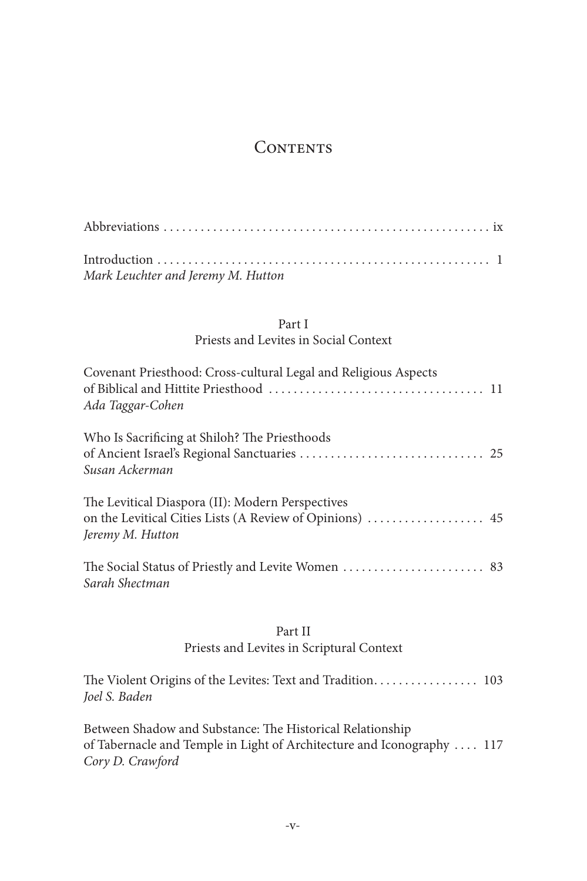# Contents

Abbreviations ix

Introduction 1
*Mark Leuchter and Jeremy M. Hutton*

## Part I
## Priests and Levites in Social Context

Covenant Priesthood: Cross-cultural Legal and Religious Aspects of Biblical and Hittite Priesthood 11
*Ada Taggar-Cohen*

Who Is Sacrificing at Shiloh? The Priesthoods of Ancient Israel's Regional Sanctuaries 25
*Susan Ackerman*

The Levitical Diaspora (II): Modern Perspectives on the Levitical Cities Lists (A Review of Opinions) 45
*Jeremy M. Hutton*

The Social Status of Priestly and Levite Women 83
*Sarah Shectman*

## Part II
## Priests and Levites in Scriptural Context

The Violent Origins of the Levites: Text and Tradition 103
*Joel S. Baden*

Between Shadow and Substance: The Historical Relationship of Tabernacle and Temple in Light of Architecture and Iconography 117
*Cory D. Crawford*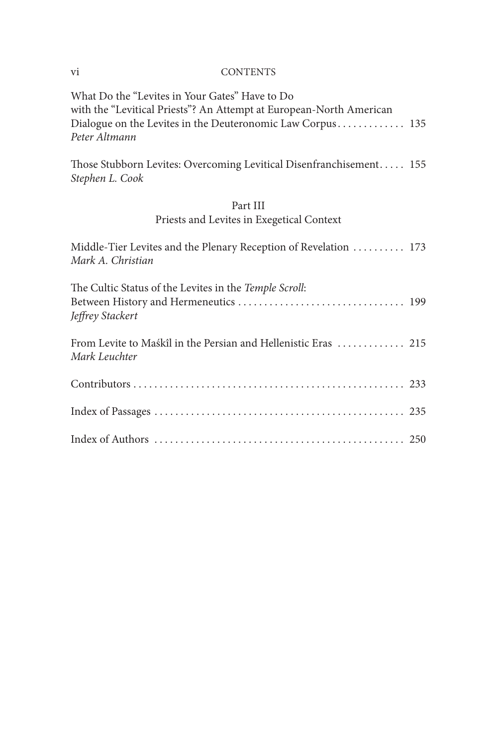What Do the "Levites in Your Gates" Have to Do with the "Levitical Priests"? An Attempt at European-North American Dialogue on the Levites in the Deuteronomic Law Corpus . . . . . . . . . . . . . 135
*Peter Altmann*

Those Stubborn Levites: Overcoming Levitical Disenfranchisement . . . . . 155
*Stephen L. Cook*

## Part III
## Priests and Levites in Exegetical Context

Middle-Tier Levites and the Plenary Reception of Revelation . . . . . . . . . . 173
*Mark A. Christian*

The Cultic Status of the Levites in the *Temple Scroll*: Between History and Hermeneutics . . . . . . . . . . . . . . . . . . . . . . . . . . . . . . . . . 199
*Jeffrey Stackert*

From Levite to Maśkîl in the Persian and Hellenistic Eras . . . . . . . . . . . . . 215
*Mark Leuchter*

Contributors . . . . . . . . . . . . . . . . . . . . . . . . . . . . . . . . . . . . . . . . . . . . . . . . . . . . 233

Index of Passages . . . . . . . . . . . . . . . . . . . . . . . . . . . . . . . . . . . . . . . . . . . . . . . . 235

Index of Authors . . . . . . . . . . . . . . . . . . . . . . . . . . . . . . . . . . . . . . . . . . . . . . . . 250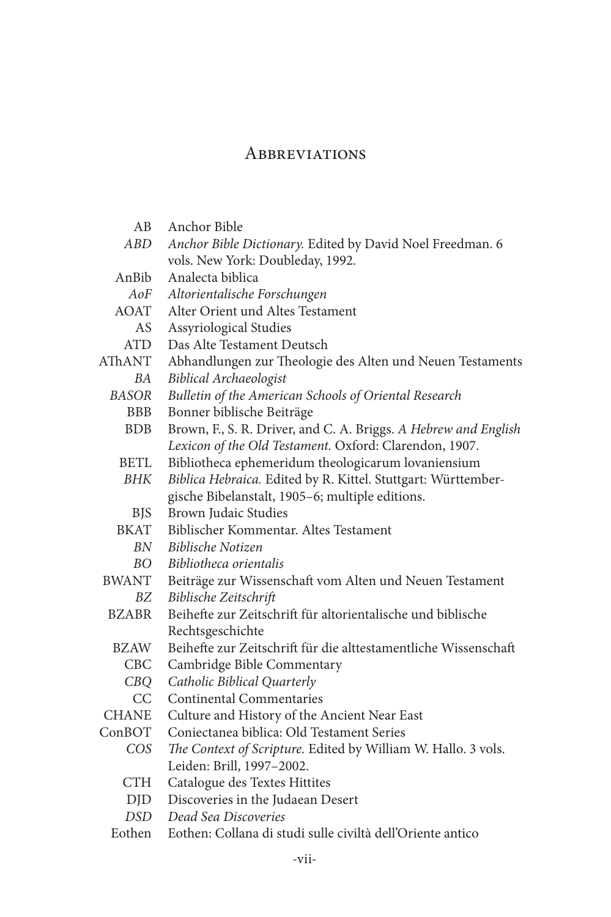# Abbreviations

| | |
|---|---|
| AB | Anchor Bible |
| *ABD* | *Anchor Bible Dictionary.* Edited by David Noel Freedman. 6 vols. New York: Doubleday, 1992. |
| AnBib | Analecta biblica |
| *AoF* | *Altorientalische Forschungen* |
| AOAT | Alter Orient und Altes Testament |
| AS | Assyriological Studies |
| ATD | Das Alte Testament Deutsch |
| AThANT | Abhandlungen zur Theologie des Alten und Neuen Testaments |
| *BA* | *Biblical Archaeologist* |
| *BASOR* | *Bulletin of the American Schools of Oriental Research* |
| BBB | Bonner biblische Beiträge |
| BDB | Brown, F., S. R. Driver, and C. A. Briggs. *A Hebrew and English Lexicon of the Old Testament.* Oxford: Clarendon, 1907. |
| BETL | Bibliotheca ephemeridum theologicarum lovaniensium |
| *BHK* | *Biblica Hebraica.* Edited by R. Kittel. Stuttgart: Württembergische Bibelanstalt, 1905–6; multiple editions. |
| BJS | Brown Judaic Studies |
| BKAT | Biblischer Kommentar. Altes Testament |
| *BN* | *Biblische Notizen* |
| *BO* | *Bibliotheca orientalis* |
| BWANT | Beiträge zur Wissenschaft vom Alten und Neuen Testament |
| *BZ* | *Biblische Zeitschrift* |
| BZABR | Beihefte zur Zeitschrift für altorientalische und biblische Rechtsgeschichte |
| BZAW | Beihefte zur Zeitschrift für die alttestamentliche Wissenschaft |
| CBC | Cambridge Bible Commentary |
| *CBQ* | *Catholic Biblical Quarterly* |
| CC | Continental Commentaries |
| CHANE | Culture and History of the Ancient Near East |
| ConBOT | Coniectanea biblica: Old Testament Series |
| *COS* | *The Context of Scripture.* Edited by William W. Hallo. 3 vols. Leiden: Brill, 1997–2002. |
| CTH | Catalogue des Textes Hittites |
| DJD | Discoveries in the Judaean Desert |
| *DSD* | *Dead Sea Discoveries* |
| Eothen | Eothen: Collana di studi sulle civiltà dell'Oriente antico |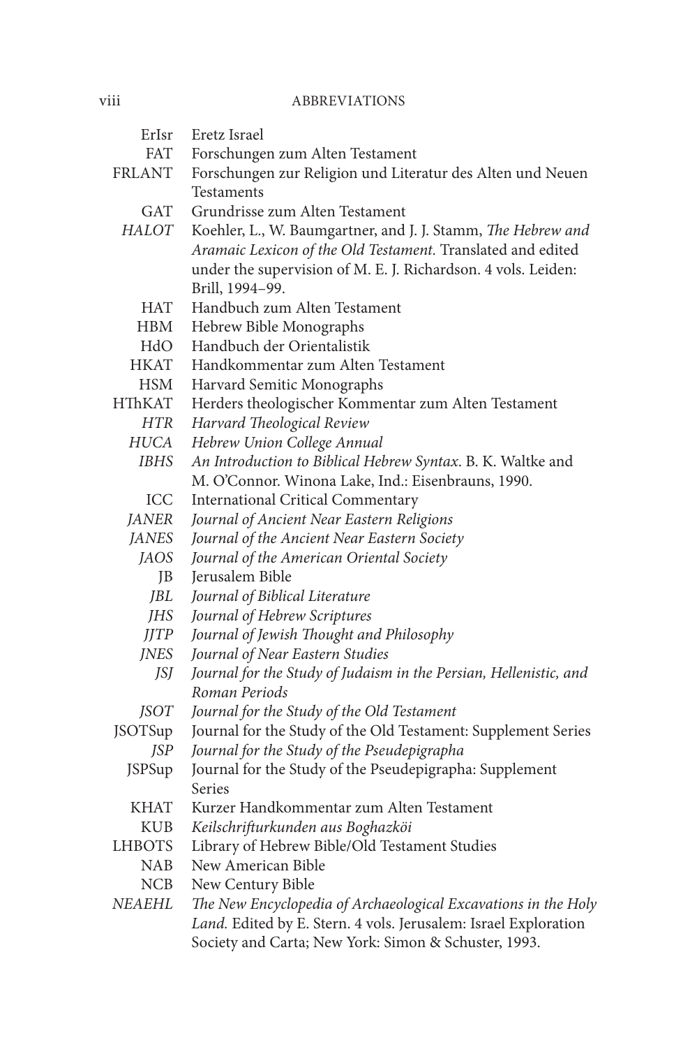| | |
|---|---|
| ErIsr | Eretz Israel |
| FAT | Forschungen zum Alten Testament |
| FRLANT | Forschungen zur Religion und Literatur des Alten und Neuen Testaments |
| GAT | Grundrisse zum Alten Testament |
| *HALOT* | Koehler, L., W. Baumgartner, and J. J. Stamm, *The Hebrew and Aramaic Lexicon of the Old Testament.* Translated and edited under the supervision of M. E. J. Richardson. 4 vols. Leiden: Brill, 1994–99. |
| HAT | Handbuch zum Alten Testament |
| HBM | Hebrew Bible Monographs |
| HdO | Handbuch der Orientalistik |
| HKAT | Handkommentar zum Alten Testament |
| HSM | Harvard Semitic Monographs |
| HThKAT | Herders theologischer Kommentar zum Alten Testament |
| *HTR* | *Harvard Theological Review* |
| *HUCA* | *Hebrew Union College Annual* |
| *IBHS* | *An Introduction to Biblical Hebrew Syntax*. B. K. Waltke and M. O'Connor. Winona Lake, Ind.: Eisenbrauns, 1990. |
| ICC | International Critical Commentary |
| *JANER* | *Journal of Ancient Near Eastern Religions* |
| *JANES* | *Journal of the Ancient Near Eastern Society* |
| *JAOS* | *Journal of the American Oriental Society* |
| JB | Jerusalem Bible |
| *JBL* | *Journal of Biblical Literature* |
| *JHS* | *Journal of Hebrew Scriptures* |
| *JJTP* | *Journal of Jewish Thought and Philosophy* |
| *JNES* | *Journal of Near Eastern Studies* |
| *JSJ* | *Journal for the Study of Judaism in the Persian, Hellenistic, and Roman Periods* |
| *JSOT* | *Journal for the Study of the Old Testament* |
| JSOTSup | Journal for the Study of the Old Testament: Supplement Series |
| *JSP* | *Journal for the Study of the Pseudepigrapha* |
| JSPSup | Journal for the Study of the Pseudepigrapha: Supplement Series |
| KHAT | Kurzer Handkommentar zum Alten Testament |
| KUB | *Keilschrifturkunden aus Boghazköi* |
| LHBOTS | Library of Hebrew Bible/Old Testament Studies |
| NAB | New American Bible |
| NCB | New Century Bible |
| *NEAEHL* | *The New Encyclopedia of Archaeological Excavations in the Holy Land.* Edited by E. Stern. 4 vols. Jerusalem: Israel Exploration Society and Carta; New York: Simon & Schuster, 1993. |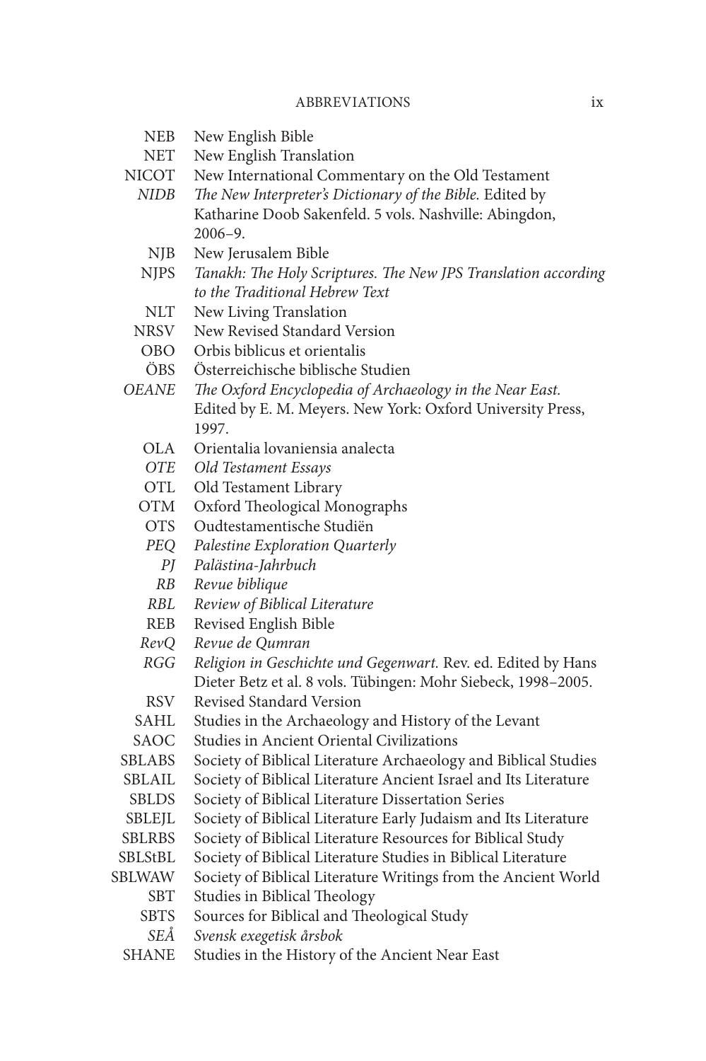| | |
|---|---|
| NEB | New English Bible |
| NET | New English Translation |
| NICOT | New International Commentary on the Old Testament |
| *NIDB* | *The New Interpreter's Dictionary of the Bible.* Edited by Katharine Doob Sakenfeld. 5 vols. Nashville: Abingdon, 2006–9. |
| NJB | New Jerusalem Bible |
| NJPS | *Tanakh: The Holy Scriptures. The New JPS Translation according to the Traditional Hebrew Text* |
| NLT | New Living Translation |
| NRSV | New Revised Standard Version |
| OBO | Orbis biblicus et orientalis |
| ÖBS | Österreichische biblische Studien |
| *OEANE* | *The Oxford Encyclopedia of Archaeology in the Near East.* Edited by E. M. Meyers. New York: Oxford University Press, 1997. |
| OLA | Orientalia lovaniensia analecta |
| *OTE* | *Old Testament Essays* |
| OTL | Old Testament Library |
| OTM | Oxford Theological Monographs |
| OTS | Oudtestamentische Studiën |
| *PEQ* | *Palestine Exploration Quarterly* |
| *PJ* | *Palästina-Jahrbuch* |
| *RB* | *Revue biblique* |
| *RBL* | *Review of Biblical Literature* |
| REB | Revised English Bible |
| *RevQ* | *Revue de Qumran* |
| *RGG* | *Religion in Geschichte und Gegenwart.* Rev. ed. Edited by Hans Dieter Betz et al. 8 vols. Tübingen: Mohr Siebeck, 1998–2005. |
| RSV | Revised Standard Version |
| SAHL | Studies in the Archaeology and History of the Levant |
| SAOC | Studies in Ancient Oriental Civilizations |
| SBLABS | Society of Biblical Literature Archaeology and Biblical Studies |
| SBLAIL | Society of Biblical Literature Ancient Israel and Its Literature |
| SBLDS | Society of Biblical Literature Dissertation Series |
| SBLEJL | Society of Biblical Literature Early Judaism and Its Literature |
| SBLRBS | Society of Biblical Literature Resources for Biblical Study |
| SBLStBL | Society of Biblical Literature Studies in Biblical Literature |
| SBLWAW | Society of Biblical Literature Writings from the Ancient World |
| SBT | Studies in Biblical Theology |
| SBTS | Sources for Biblical and Theological Study |
| *SEÅ* | *Svensk exegetisk årsbok* |
| SHANE | Studies in the History of the Ancient Near East |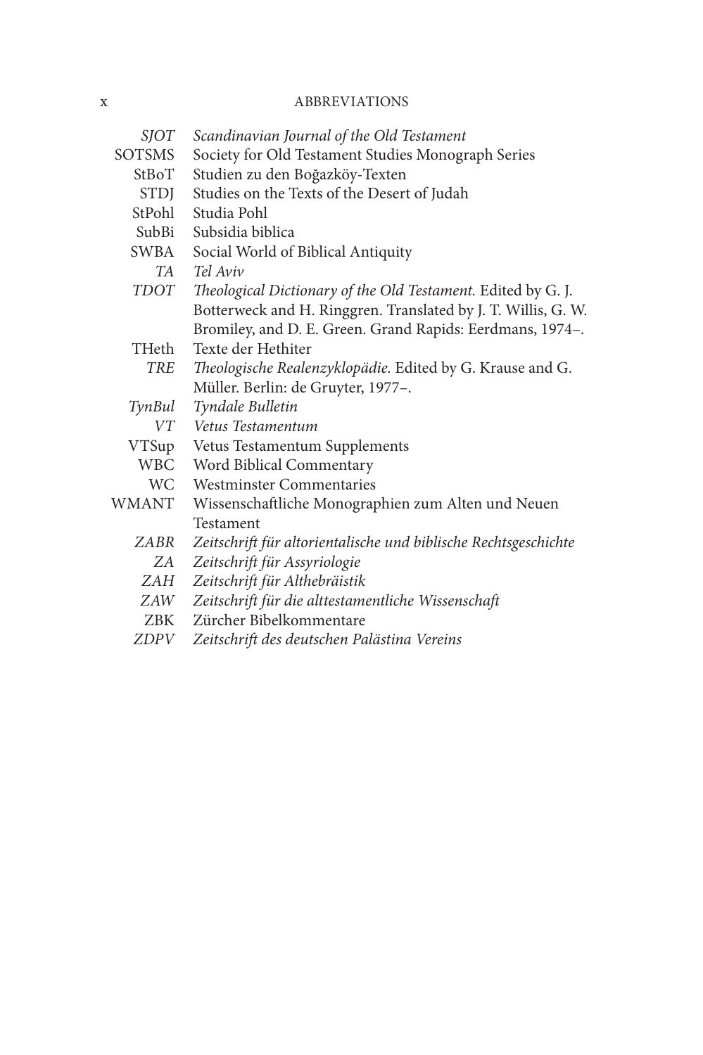| | |
|---|---|
| *SJOT* | *Scandinavian Journal of the Old Testament* |
| SOTSMS | Society for Old Testament Studies Monograph Series |
| StBoT | Studien zu den Boğazköy-Texten |
| STDJ | Studies on the Texts of the Desert of Judah |
| StPohl | Studia Pohl |
| SubBi | Subsidia biblica |
| SWBA | Social World of Biblical Antiquity |
| *TA* | *Tel Aviv* |
| *TDOT* | *Theological Dictionary of the Old Testament.* Edited by G. J. Botterweck and H. Ringgren. Translated by J. T. Willis, G. W. Bromiley, and D. E. Green. Grand Rapids: Eerdmans, 1974–. |
| THeth | Texte der Hethiter |
| *TRE* | *Theologische Realenzyklopädie.* Edited by G. Krause and G. Müller. Berlin: de Gruyter, 1977–. |
| *TynBul* | *Tyndale Bulletin* |
| *VT* | *Vetus Testamentum* |
| VTSup | Vetus Testamentum Supplements |
| WBC | Word Biblical Commentary |
| WC | Westminster Commentaries |
| WMANT | Wissenschaftliche Monographien zum Alten und Neuen Testament |
| *ZABR* | *Zeitschrift für altorientalische und biblische Rechtsgeschichte* |
| *ZA* | *Zeitschrift für Assyriologie* |
| *ZAH* | *Zeitschrift für Althebräistik* |
| *ZAW* | *Zeitschrift für die alttestamentliche Wissenschaft* |
| ZBK | Zürcher Bibelkommentare |
| *ZDPV* | *Zeitschrift des deutschen Palästina Vereins* |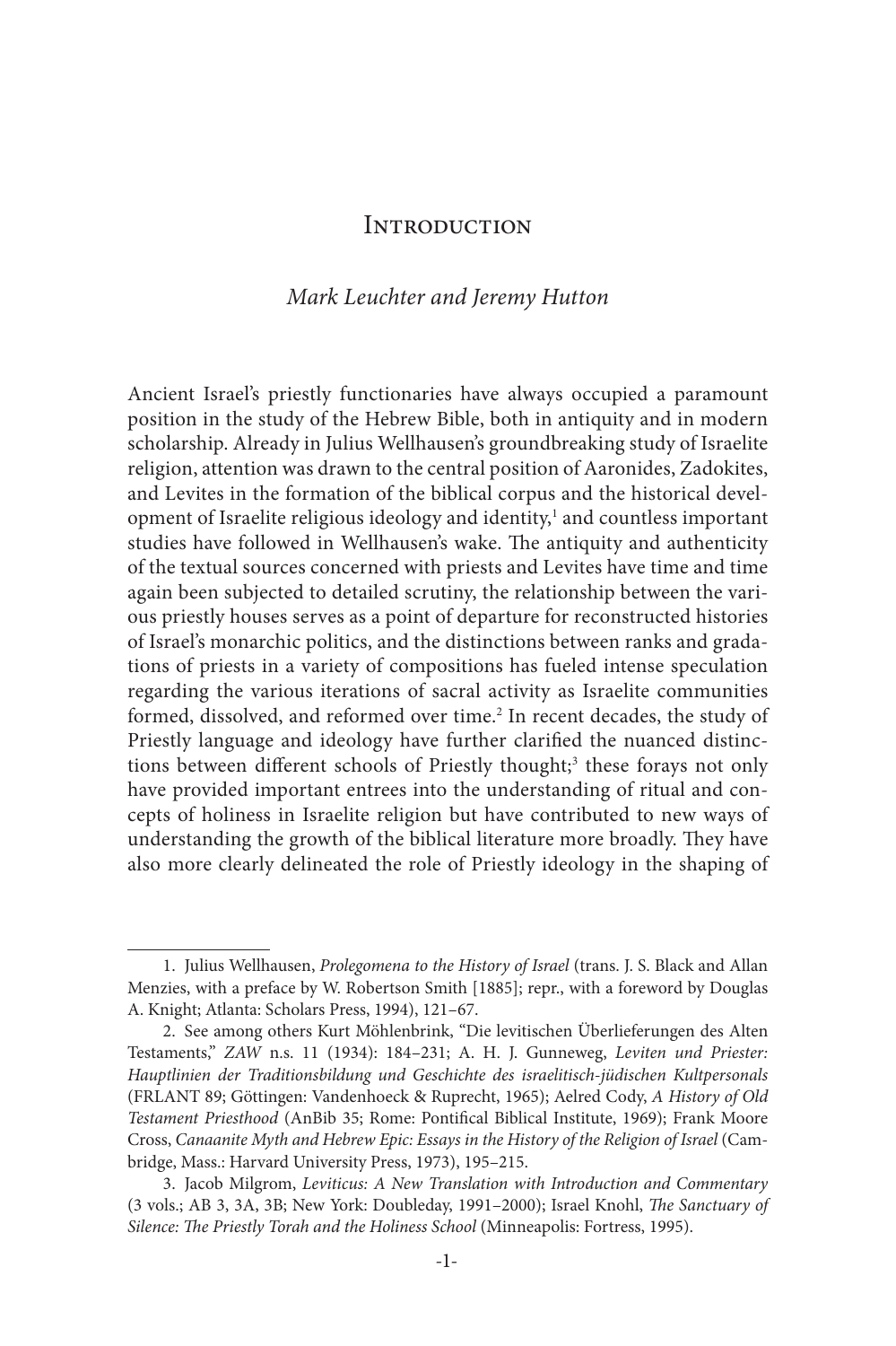# Introduction

*Mark Leuchter and Jeremy Hutton*

Ancient Israel's priestly functionaries have always occupied a paramount position in the study of the Hebrew Bible, both in antiquity and in modern scholarship. Already in Julius Wellhausen's groundbreaking study of Israelite religion, attention was drawn to the central position of Aaronides, Zadokites, and Levites in the formation of the biblical corpus and the historical development of Israelite religious ideology and identity,[1] and countless important studies have followed in Wellhausen's wake. The antiquity and authenticity of the textual sources concerned with priests and Levites have time and time again been subjected to detailed scrutiny, the relationship between the various priestly houses serves as a point of departure for reconstructed histories of Israel's monarchic politics, and the distinctions between ranks and gradations of priests in a variety of compositions has fueled intense speculation regarding the various iterations of sacral activity as Israelite communities formed, dissolved, and reformed over time.[2] In recent decades, the study of Priestly language and ideology have further clarified the nuanced distinctions between different schools of Priestly thought;[3] these forays not only have provided important entrees into the understanding of ritual and concepts of holiness in Israelite religion but have contributed to new ways of understanding the growth of the biblical literature more broadly. They have also more clearly delineated the role of Priestly ideology in the shaping of

---

1. Julius Wellhausen, *Prolegomena to the History of Israel* (trans. J. S. Black and Allan Menzies, with a preface by W. Robertson Smith [1885]; repr., with a foreword by Douglas A. Knight; Atlanta: Scholars Press, 1994), 121–67.

2. See among others Kurt Möhlenbrink, "Die levitischen Überlieferungen des Alten Testaments," *ZAW* n.s. 11 (1934): 184–231; A. H. J. Gunneweg, *Leviten und Priester: Hauptlinien der Traditionsbildung und Geschichte des israelitisch-jüdischen Kultpersonals* (FRLANT 89; Göttingen: Vandenhoeck & Ruprecht, 1965); Aelred Cody, *A History of Old Testament Priesthood* (AnBib 35; Rome: Pontifical Biblical Institute, 1969); Frank Moore Cross, *Canaanite Myth and Hebrew Epic: Essays in the History of the Religion of Israel* (Cambridge, Mass.: Harvard University Press, 1973), 195–215.

3. Jacob Milgrom, *Leviticus: A New Translation with Introduction and Commentary* (3 vols.; AB 3, 3A, 3B; New York: Doubleday, 1991–2000); Israel Knohl, *The Sanctuary of Silence: The Priestly Torah and the Holiness School* (Minneapolis: Fortress, 1995).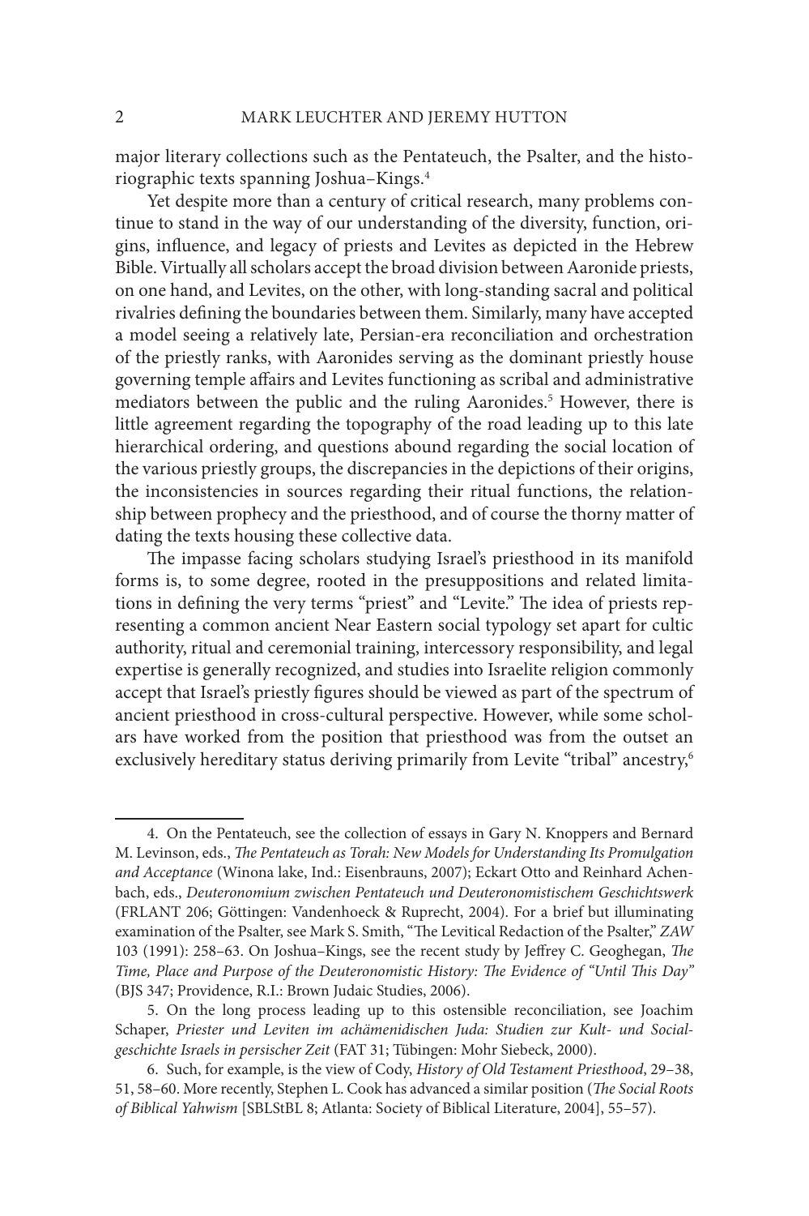major literary collections such as the Pentateuch, the Psalter, and the historiographic texts spanning Joshua–Kings.[4]

Yet despite more than a century of critical research, many problems continue to stand in the way of our understanding of the diversity, function, origins, influence, and legacy of priests and Levites as depicted in the Hebrew Bible. Virtually all scholars accept the broad division between Aaronide priests, on one hand, and Levites, on the other, with long-standing sacral and political rivalries defining the boundaries between them. Similarly, many have accepted a model seeing a relatively late, Persian-era reconciliation and orchestration of the priestly ranks, with Aaronides serving as the dominant priestly house governing temple affairs and Levites functioning as scribal and administrative mediators between the public and the ruling Aaronides.[5] However, there is little agreement regarding the topography of the road leading up to this late hierarchical ordering, and questions abound regarding the social location of the various priestly groups, the discrepancies in the depictions of their origins, the inconsistencies in sources regarding their ritual functions, the relationship between prophecy and the priesthood, and of course the thorny matter of dating the texts housing these collective data.

The impasse facing scholars studying Israel's priesthood in its manifold forms is, to some degree, rooted in the presuppositions and related limitations in defining the very terms "priest" and "Levite." The idea of priests representing a common ancient Near Eastern social typology set apart for cultic authority, ritual and ceremonial training, intercessory responsibility, and legal expertise is generally recognized, and studies into Israelite religion commonly accept that Israel's priestly figures should be viewed as part of the spectrum of ancient priesthood in cross-cultural perspective. However, while some scholars have worked from the position that priesthood was from the outset an exclusively hereditary status deriving primarily from Levite "tribal" ancestry,[6]

4. On the Pentateuch, see the collection of essays in Gary N. Knoppers and Bernard M. Levinson, eds., *The Pentateuch as Torah: New Models for Understanding Its Promulgation and Acceptance* (Winona lake, Ind.: Eisenbrauns, 2007); Eckart Otto and Reinhard Achenbach, eds., *Deuteronomium zwischen Pentateuch und Deuteronomistischem Geschichtswerk* (FRLANT 206; Göttingen: Vandenhoeck & Ruprecht, 2004). For a brief but illuminating examination of the Psalter, see Mark S. Smith, "The Levitical Redaction of the Psalter," *ZAW* 103 (1991): 258–63. On Joshua–Kings, see the recent study by Jeffrey C. Geoghegan, *The Time, Place and Purpose of the Deuteronomistic History: The Evidence of "Until This Day"* (BJS 347; Providence, R.I.: Brown Judaic Studies, 2006).

5. On the long process leading up to this ostensible reconciliation, see Joachim Schaper, *Priester und Leviten im achämenidischen Juda: Studien zur Kult- und Socialgeschichte Israels in persischer Zeit* (FAT 31; Tübingen: Mohr Siebeck, 2000).

6. Such, for example, is the view of Cody, *History of Old Testament Priesthood*, 29–38, 51, 58–60. More recently, Stephen L. Cook has advanced a similar position (*The Social Roots of Biblical Yahwism* [SBLStBL 8; Atlanta: Society of Biblical Literature, 2004], 55–57).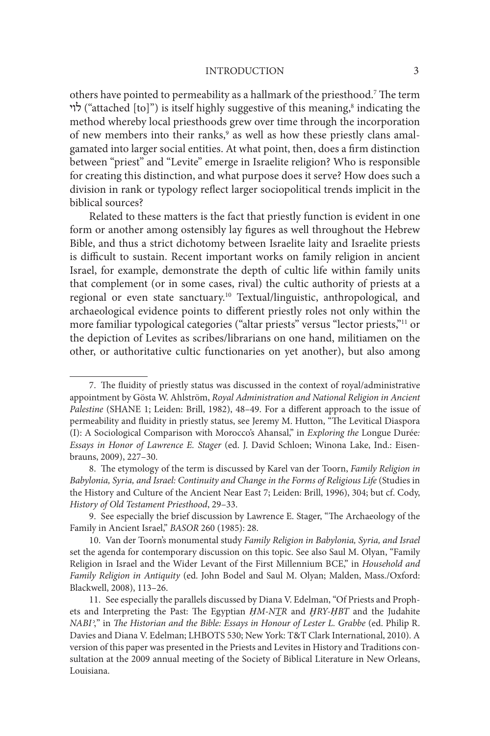others have pointed to permeability as a hallmark of the priesthood.[7] The term לוי ("attached [to]") is itself highly suggestive of this meaning,[8] indicating the method whereby local priesthoods grew over time through the incorporation of new members into their ranks,[9] as well as how these priestly clans amalgamated into larger social entities. At what point, then, does a firm distinction between "priest" and "Levite" emerge in Israelite religion? Who is responsible for creating this distinction, and what purpose does it serve? How does such a division in rank or typology reflect larger sociopolitical trends implicit in the biblical sources?

Related to these matters is the fact that priestly function is evident in one form or another among ostensibly lay figures as well throughout the Hebrew Bible, and thus a strict dichotomy between Israelite laity and Israelite priests is difficult to sustain. Recent important works on family religion in ancient Israel, for example, demonstrate the depth of cultic life within family units that complement (or in some cases, rival) the cultic authority of priests at a regional or even state sanctuary.[10] Textual/linguistic, anthropological, and archaeological evidence points to different priestly roles not only within the more familiar typological categories ("altar priests" versus "lector priests,"[11] or the depiction of Levites as scribes/librarians on one hand, militiamen on the other, or authoritative cultic functionaries on yet another), but also among

---

7. The fluidity of priestly status was discussed in the context of royal/administrative appointment by Gösta W. Ahlström, *Royal Administration and National Religion in Ancient Palestine* (SHANE 1; Leiden: Brill, 1982), 48–49. For a different approach to the issue of permeability and fluidity in priestly status, see Jeremy M. Hutton, "The Levitical Diaspora (I): A Sociological Comparison with Morocco's Ahansal," in *Exploring the* Longue Durée*: Essays in Honor of Lawrence E. Stager* (ed. J. David Schloen; Winona Lake, Ind.: Eisenbrauns, 2009), 227–30.

8. The etymology of the term is discussed by Karel van der Toorn, *Family Religion in Babylonia, Syria, and Israel: Continuity and Change in the Forms of Religious Life* (Studies in the History and Culture of the Ancient Near East 7; Leiden: Brill, 1996), 304; but cf. Cody, *History of Old Testament Priesthood*, 29–33.

9. See especially the brief discussion by Lawrence E. Stager, "The Archaeology of the Family in Ancient Israel," *BASOR* 260 (1985): 28.

10. Van der Toorn's monumental study *Family Religion in Babylonia, Syria, and Israel* set the agenda for contemporary discussion on this topic. See also Saul M. Olyan, "Family Religion in Israel and the Wider Levant of the First Millennium BCE," in *Household and Family Religion in Antiquity* (ed. John Bodel and Saul M. Olyan; Malden, Mass./Oxford: Blackwell, 2008), 113–26.

11. See especially the parallels discussed by Diana V. Edelman, "Of Priests and Prophets and Interpreting the Past: The Egyptian *ḤM-NṮR* and *ḪRY-ḤBT* and the Judahite *NABIʾ*," in *The Historian and the Bible: Essays in Honour of Lester L. Grabbe* (ed. Philip R. Davies and Diana V. Edelman; LHBOTS 530; New York: T&T Clark International, 2010). A version of this paper was presented in the Priests and Levites in History and Traditions consultation at the 2009 annual meeting of the Society of Biblical Literature in New Orleans, Louisiana.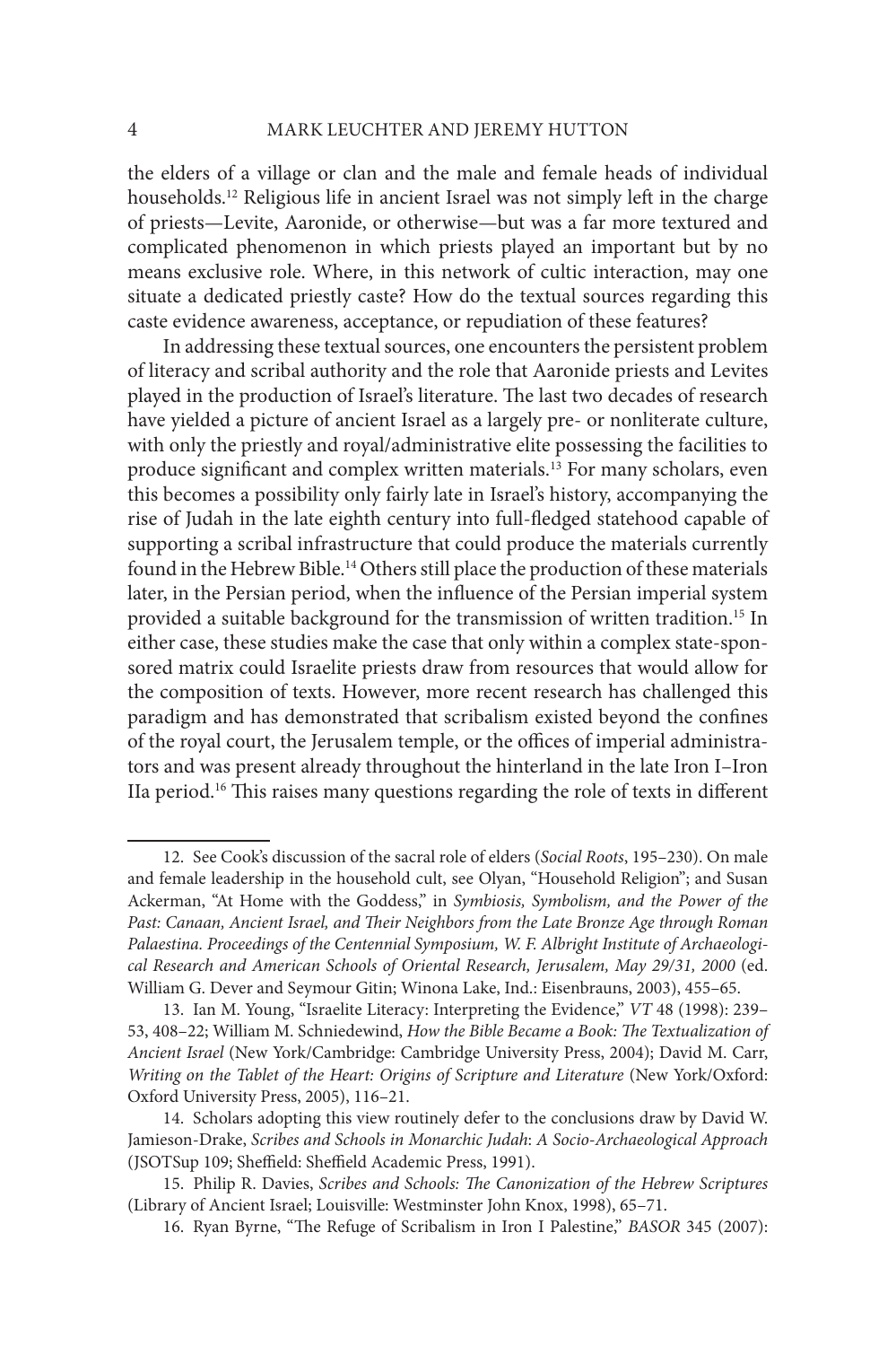the elders of a village or clan and the male and female heads of individual households.[12] Religious life in ancient Israel was not simply left in the charge of priests—Levite, Aaronide, or otherwise—but was a far more textured and complicated phenomenon in which priests played an important but by no means exclusive role. Where, in this network of cultic interaction, may one situate a dedicated priestly caste? How do the textual sources regarding this caste evidence awareness, acceptance, or repudiation of these features?

In addressing these textual sources, one encounters the persistent problem of literacy and scribal authority and the role that Aaronide priests and Levites played in the production of Israel's literature. The last two decades of research have yielded a picture of ancient Israel as a largely pre- or nonliterate culture, with only the priestly and royal/administrative elite possessing the facilities to produce significant and complex written materials.[13] For many scholars, even this becomes a possibility only fairly late in Israel's history, accompanying the rise of Judah in the late eighth century into full-fledged statehood capable of supporting a scribal infrastructure that could produce the materials currently found in the Hebrew Bible.[14] Others still place the production of these materials later, in the Persian period, when the influence of the Persian imperial system provided a suitable background for the transmission of written tradition.[15] In either case, these studies make the case that only within a complex state-sponsored matrix could Israelite priests draw from resources that would allow for the composition of texts. However, more recent research has challenged this paradigm and has demonstrated that scribalism existed beyond the confines of the royal court, the Jerusalem temple, or the offices of imperial administrators and was present already throughout the hinterland in the late Iron I–Iron IIa period.[16] This raises many questions regarding the role of texts in different

12. See Cook's discussion of the sacral role of elders (*Social Roots*, 195–230). On male and female leadership in the household cult, see Olyan, "Household Religion"; and Susan Ackerman, "At Home with the Goddess," in *Symbiosis, Symbolism, and the Power of the Past: Canaan, Ancient Israel, and Their Neighbors from the Late Bronze Age through Roman Palaestina. Proceedings of the Centennial Symposium, W. F. Albright Institute of Archaeological Research and American Schools of Oriental Research, Jerusalem, May 29/31, 2000* (ed. William G. Dever and Seymour Gitin; Winona Lake, Ind.: Eisenbrauns, 2003), 455–65.

13. Ian M. Young, "Israelite Literacy: Interpreting the Evidence," *VT* 48 (1998): 239–53, 408–22; William M. Schniedewind, *How the Bible Became a Book: The Textualization of Ancient Israel* (New York/Cambridge: Cambridge University Press, 2004); David M. Carr, *Writing on the Tablet of the Heart: Origins of Scripture and Literature* (New York/Oxford: Oxford University Press, 2005), 116–21.

14. Scholars adopting this view routinely defer to the conclusions draw by David W. Jamieson-Drake, *Scribes and Schools in Monarchic Judah: A Socio-Archaeological Approach* (JSOTSup 109; Sheffield: Sheffield Academic Press, 1991).

15. Philip R. Davies, *Scribes and Schools: The Canonization of the Hebrew Scriptures* (Library of Ancient Israel; Louisville: Westminster John Knox, 1998), 65–71.

16. Ryan Byrne, "The Refuge of Scribalism in Iron I Palestine," *BASOR* 345 (2007):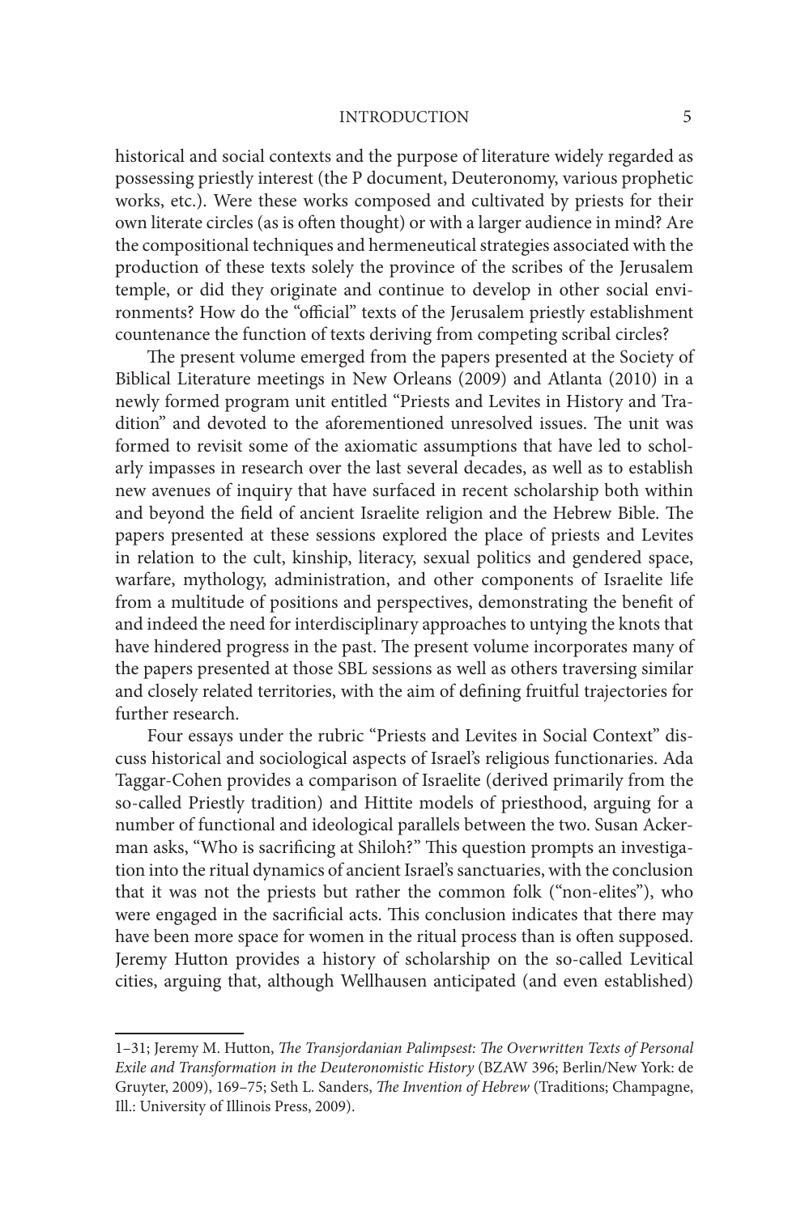historical and social contexts and the purpose of literature widely regarded as possessing priestly interest (the P document, Deuteronomy, various prophetic works, etc.). Were these works composed and cultivated by priests for their own literate circles (as is often thought) or with a larger audience in mind? Are the compositional techniques and hermeneutical strategies associated with the production of these texts solely the province of the scribes of the Jerusalem temple, or did they originate and continue to develop in other social environments? How do the "official" texts of the Jerusalem priestly establishment countenance the function of texts deriving from competing scribal circles?

The present volume emerged from the papers presented at the Society of Biblical Literature meetings in New Orleans (2009) and Atlanta (2010) in a newly formed program unit entitled "Priests and Levites in History and Tradition" and devoted to the aforementioned unresolved issues. The unit was formed to revisit some of the axiomatic assumptions that have led to scholarly impasses in research over the last several decades, as well as to establish new avenues of inquiry that have surfaced in recent scholarship both within and beyond the field of ancient Israelite religion and the Hebrew Bible. The papers presented at these sessions explored the place of priests and Levites in relation to the cult, kinship, literacy, sexual politics and gendered space, warfare, mythology, administration, and other components of Israelite life from a multitude of positions and perspectives, demonstrating the benefit of and indeed the need for interdisciplinary approaches to untying the knots that have hindered progress in the past. The present volume incorporates many of the papers presented at those SBL sessions as well as others traversing similar and closely related territories, with the aim of defining fruitful trajectories for further research.

Four essays under the rubric "Priests and Levites in Social Context" discuss historical and sociological aspects of Israel's religious functionaries. Ada Taggar-Cohen provides a comparison of Israelite (derived primarily from the so-called Priestly tradition) and Hittite models of priesthood, arguing for a number of functional and ideological parallels between the two. Susan Ackerman asks, "Who is sacrificing at Shiloh?" This question prompts an investigation into the ritual dynamics of ancient Israel's sanctuaries, with the conclusion that it was not the priests but rather the common folk ("non-elites"), who were engaged in the sacrificial acts. This conclusion indicates that there may have been more space for women in the ritual process than is often supposed. Jeremy Hutton provides a history of scholarship on the so-called Levitical cities, arguing that, although Wellhausen anticipated (and even established)

---

1–31; Jeremy M. Hutton, *The Transjordanian Palimpsest: The Overwritten Texts of Personal Exile and Transformation in the Deuteronomistic History* (BZAW 396; Berlin/New York: de Gruyter, 2009), 169–75; Seth L. Sanders, *The Invention of Hebrew* (Traditions; Champagne, Ill.: University of Illinois Press, 2009).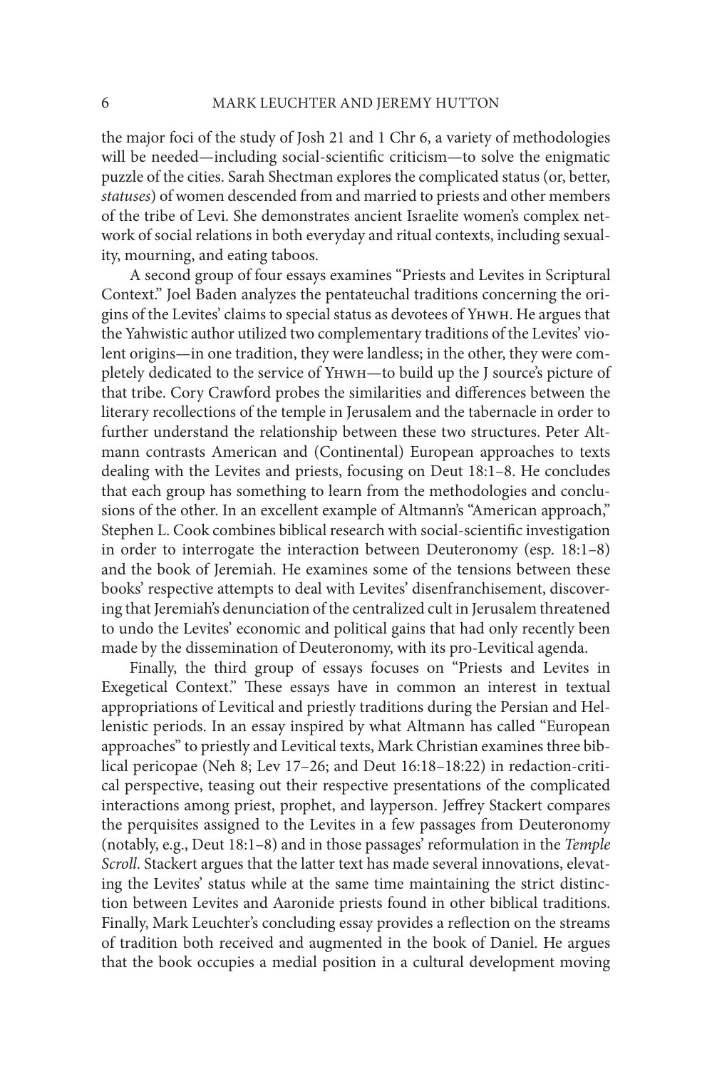the major foci of the study of Josh 21 and 1 Chr 6, a variety of methodologies will be needed—including social-scientific criticism—to solve the enigmatic puzzle of the cities. Sarah Shectman explores the complicated status (or, better, *statuses*) of women descended from and married to priests and other members of the tribe of Levi. She demonstrates ancient Israelite women's complex network of social relations in both everyday and ritual contexts, including sexuality, mourning, and eating taboos.

A second group of four essays examines "Priests and Levites in Scriptural Context." Joel Baden analyzes the pentateuchal traditions concerning the origins of the Levites' claims to special status as devotees of YHWH. He argues that the Yahwistic author utilized two complementary traditions of the Levites' violent origins—in one tradition, they were landless; in the other, they were completely dedicated to the service of YHWH—to build up the J source's picture of that tribe. Cory Crawford probes the similarities and differences between the literary recollections of the temple in Jerusalem and the tabernacle in order to further understand the relationship between these two structures. Peter Altmann contrasts American and (Continental) European approaches to texts dealing with the Levites and priests, focusing on Deut 18:1–8. He concludes that each group has something to learn from the methodologies and conclusions of the other. In an excellent example of Altmann's "American approach," Stephen L. Cook combines biblical research with social-scientific investigation in order to interrogate the interaction between Deuteronomy (esp. 18:1–8) and the book of Jeremiah. He examines some of the tensions between these books' respective attempts to deal with Levites' disenfranchisement, discovering that Jeremiah's denunciation of the centralized cult in Jerusalem threatened to undo the Levites' economic and political gains that had only recently been made by the dissemination of Deuteronomy, with its pro-Levitical agenda.

Finally, the third group of essays focuses on "Priests and Levites in Exegetical Context." These essays have in common an interest in textual appropriations of Levitical and priestly traditions during the Persian and Hellenistic periods. In an essay inspired by what Altmann has called "European approaches" to priestly and Levitical texts, Mark Christian examines three biblical pericopae (Neh 8; Lev 17–26; and Deut 16:18–18:22) in redaction-critical perspective, teasing out their respective presentations of the complicated interactions among priest, prophet, and layperson. Jeffrey Stackert compares the perquisites assigned to the Levites in a few passages from Deuteronomy (notably, e.g., Deut 18:1–8) and in those passages' reformulation in the *Temple Scroll*. Stackert argues that the latter text has made several innovations, elevating the Levites' status while at the same time maintaining the strict distinction between Levites and Aaronide priests found in other biblical traditions. Finally, Mark Leuchter's concluding essay provides a reflection on the streams of tradition both received and augmented in the book of Daniel. He argues that the book occupies a medial position in a cultural development moving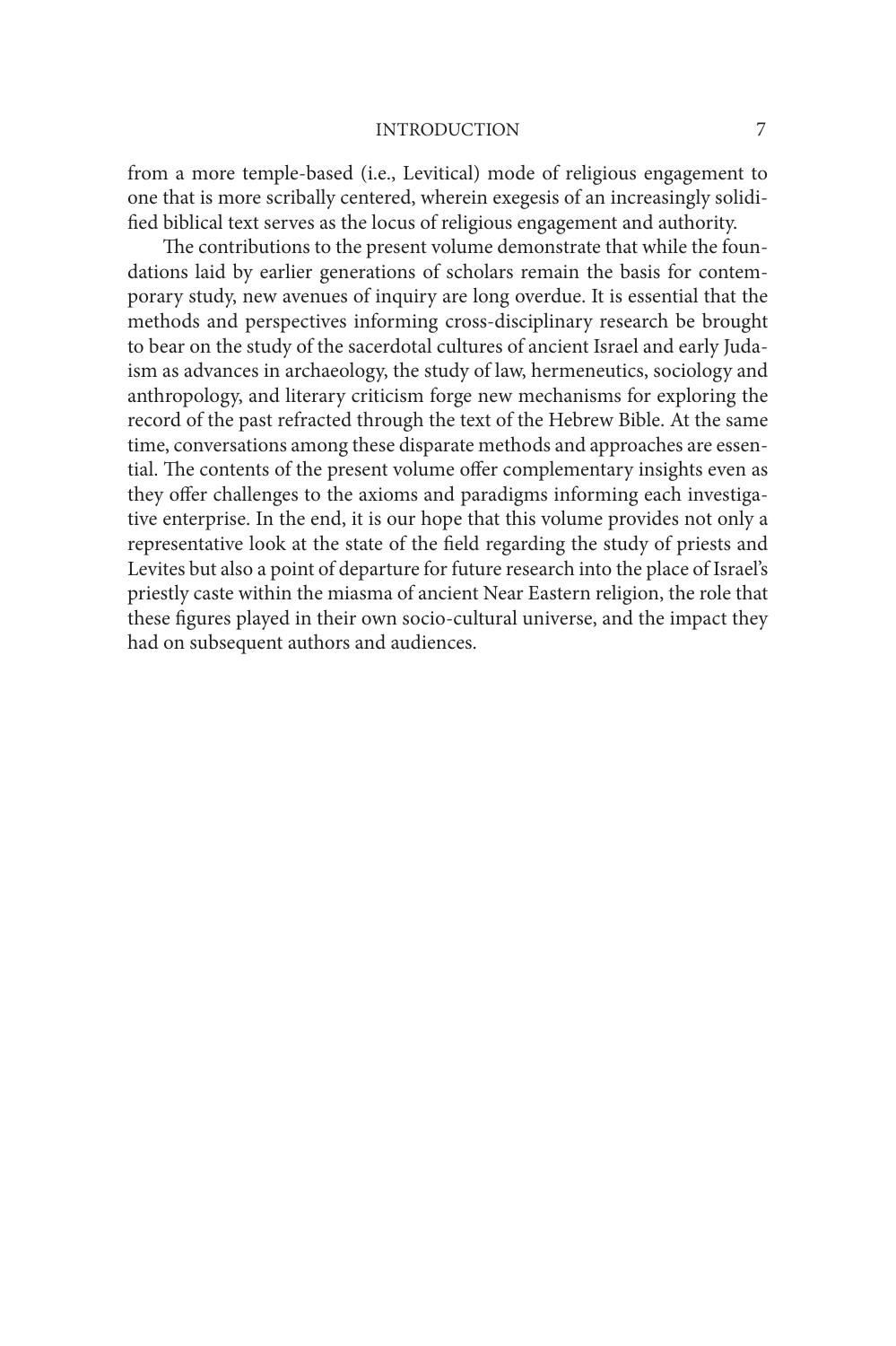from a more temple-based (i.e., Levitical) mode of religious engagement to one that is more scribally centered, wherein exegesis of an increasingly solidified biblical text serves as the locus of religious engagement and authority.

The contributions to the present volume demonstrate that while the foundations laid by earlier generations of scholars remain the basis for contemporary study, new avenues of inquiry are long overdue. It is essential that the methods and perspectives informing cross-disciplinary research be brought to bear on the study of the sacerdotal cultures of ancient Israel and early Judaism as advances in archaeology, the study of law, hermeneutics, sociology and anthropology, and literary criticism forge new mechanisms for exploring the record of the past refracted through the text of the Hebrew Bible. At the same time, conversations among these disparate methods and approaches are essential. The contents of the present volume offer complementary insights even as they offer challenges to the axioms and paradigms informing each investigative enterprise. In the end, it is our hope that this volume provides not only a representative look at the state of the field regarding the study of priests and Levites but also a point of departure for future research into the place of Israel's priestly caste within the miasma of ancient Near Eastern religion, the role that these figures played in their own socio-cultural universe, and the impact they had on subsequent authors and audiences.